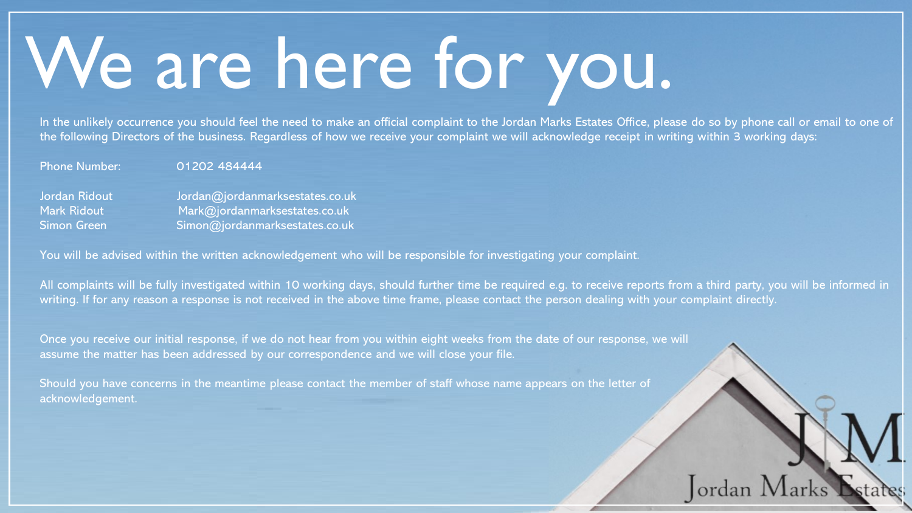# We are here for you.

In the unlikely occurrence you should feel the need to make an official complaint to the Jordan Marks Estates Office, please do so by phone call or email to one of the following Directors of the business. Regardless of how we receive your complaint we will acknowledge receipt in writing within 3 working days:

| | |
|---|---|
| Phone Number: | 01202 484444 |
| Jordan Ridout | Jordan@jordanmarksestates.co.uk |
| Mark Ridout | Mark@jordanmarksestates.co.uk |
| Simon Green | Simon@jordanmarksestates.co.uk |

You will be advised within the written acknowledgement who will be responsible for investigating your complaint.

All complaints will be fully investigated within 10 working days, should further time be required e.g. to receive reports from a third party, you will be informed in writing. If for any reason a response is not received in the above time frame, please contact the person dealing with your complaint directly.

Once you receive our initial response, if we do not hear from you within eight weeks from the date of our response, we will assume the matter has been addressed by our correspondence and we will close your file.

Should you have concerns in the meantime please contact the member of staff whose name appears on the letter of acknowledgement.

Jordan Marks Estates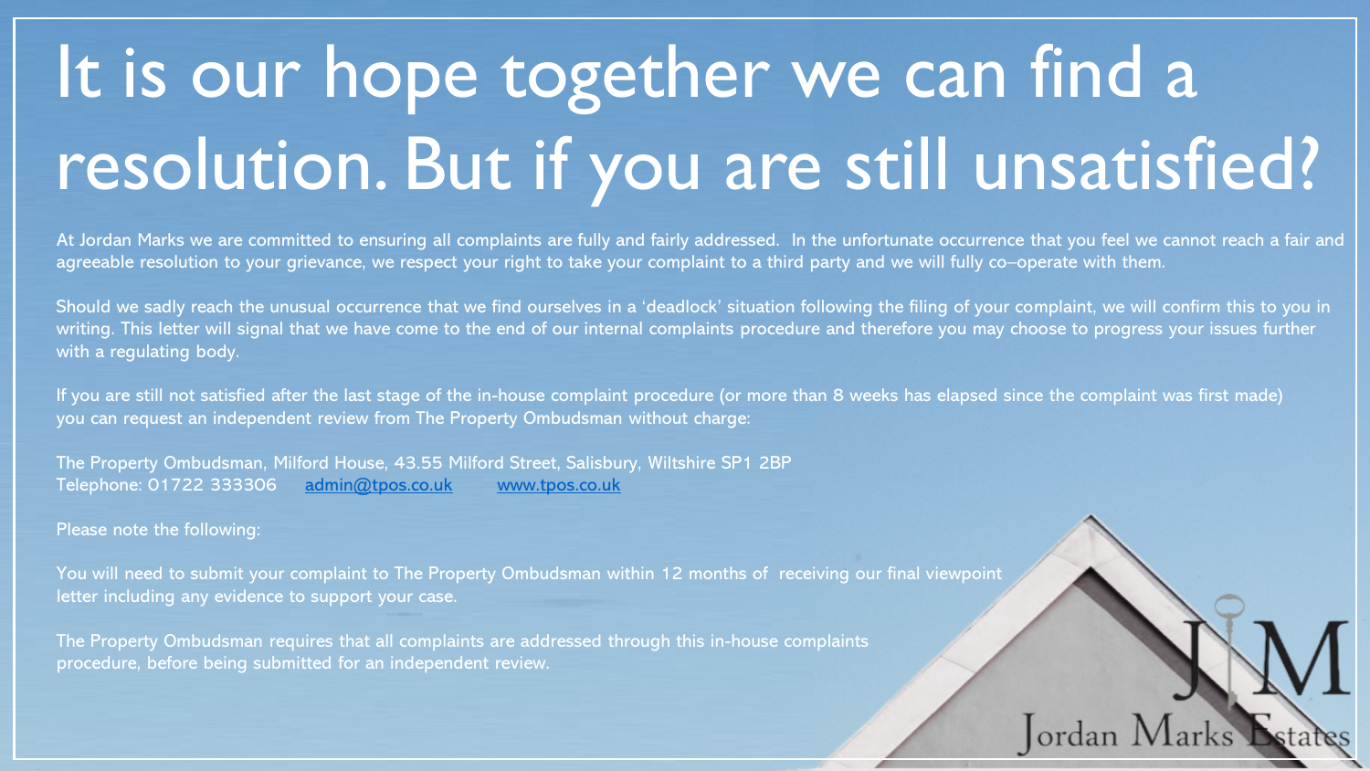# It is our hope together we can find a resolution. But if you are still unsatisfied?

At Jordan Marks we are committed to ensuring all complaints are fully and fairly addressed. In the unfortunate occurrence that you feel we cannot reach a fair and agreeable resolution to your grievance, we respect your right to take your complaint to a third party and we will fully co–operate with them.

Should we sadly reach the unusual occurrence that we find ourselves in a 'deadlock' situation following the filing of your complaint, we will confirm this to you in writing. This letter will signal that we have come to the end of our internal complaints procedure and therefore you may choose to progress your issues further with a regulating body.

If you are still not satisfied after the last stage of the in-house complaint procedure (or more than 8 weeks has elapsed since the complaint was first made) you can request an independent review from The Property Ombudsman without charge:

The Property Ombudsman, Milford House, 43.55 Milford Street, Salisbury, Wiltshire SP1 2BP
Telephone: 01722 333306 admin@tpos.co.uk www.tpos.co.uk

Please note the following:

You will need to submit your complaint to The Property Ombudsman within 12 months of receiving our final viewpoint letter including any evidence to support your case.

The Property Ombudsman requires that all complaints are addressed through this in-house complaints procedure, before being submitted for an independent review.

Jordan Marks Estates